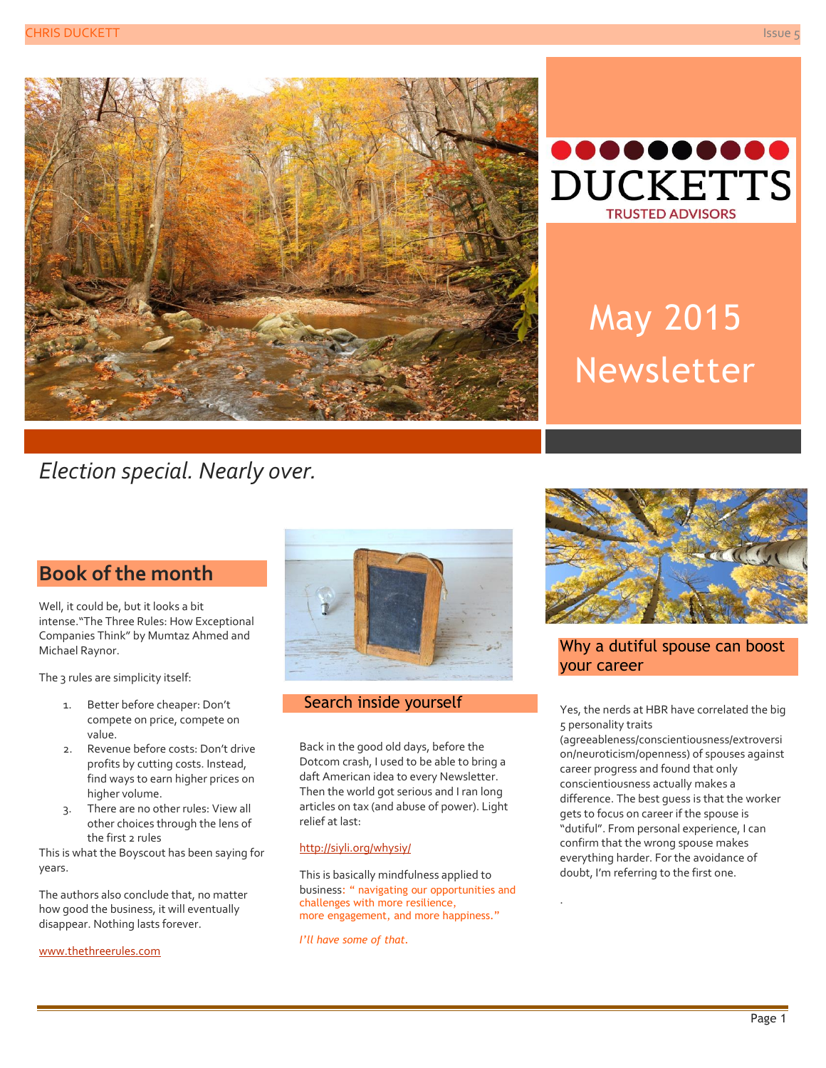DUCKETTS

TRUSTED ADVISORS

# May 2015 Newsletter

*Election special. Nearly over.*

## Book of the month

Well, it could be, but it looks a bit intense."The Three Rules: How Exceptional Companies Think" by Mumtaz Ahmed and Michael Raynor.

The 3 rules are simplicity itself:

1. Better before cheaper: Don't compete on price, compete on value.
2. Revenue before costs: Don't drive profits by cutting costs. Instead, find ways to earn higher prices on higher volume.
3. There are no other rules: View all other choices through the lens of the first 2 rules

This is what the Boyscout has been saying for years.

The authors also conclude that, no matter how good the business, it will eventually disappear. Nothing lasts forever.

www.thethreerules.com

## Search inside yourself

Back in the good old days, before the Dotcom crash, I used to be able to bring a daft American idea to every Newsletter. Then the world got serious and I ran long articles on tax (and abuse of power). Light relief at last:

http://siyli.org/whysiy/

This is basically mindfulness applied to business: " navigating our opportunities and challenges with more resilience, more engagement, and more happiness."

*I'll have some of that.*

## Why a dutiful spouse can boost your career

Yes, the nerds at HBR have correlated the big 5 personality traits (agreeableness/conscientiousness/extroversion/neuroticism/openness) of spouses against career progress and found that only conscientiousness actually makes a difference. The best guess is that the worker gets to focus on career if the spouse is "dutiful". From personal experience, I can confirm that the wrong spouse makes everything harder. For the avoidance of doubt, I'm referring to the first one.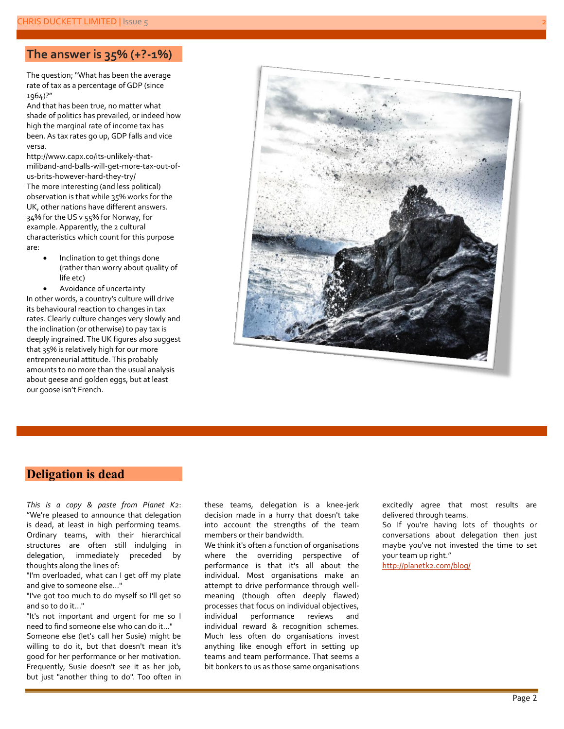## The answer is 35% (+?-1%)

The question; "What has been the average rate of tax as a percentage of GDP (since 1964)?"

And that has been true, no matter what shade of politics has prevailed, or indeed how high the marginal rate of income tax has been. As tax rates go up, GDP falls and vice versa.

http://www.capx.co/its-unlikely-that-miliband-and-balls-will-get-more-tax-out-of-us-brits-however-hard-they-try/

The more interesting (and less political) observation is that while 35% works for the UK, other nations have different answers. 34% for the US v 55% for Norway, for example. Apparently, the 2 cultural characteristics which count for this purpose are:

- Inclination to get things done (rather than worry about quality of life etc)
- Avoidance of uncertainty

In other words, a country's culture will drive its behavioural reaction to changes in tax rates. Clearly culture changes very slowly and the inclination (or otherwise) to pay tax is deeply ingrained. The UK figures also suggest that 35% is relatively high for our more entrepreneurial attitude. This probably amounts to no more than the usual analysis about geese and golden eggs, but at least our goose isn't French.

## Deligation is dead

*This is a copy & paste from Planet K2*: "We're pleased to announce that delegation is dead, at least in high performing teams. Ordinary teams, with their hierarchical structures are often still indulging in delegation, immediately preceded by thoughts along the lines of:

"I'm overloaded, what can I get off my plate and give to someone else..."

"I've got too much to do myself so I'll get so and so to do it..."

"It's not important and urgent for me so I need to find someone else who can do it..."

Someone else (let's call her Susie) might be willing to do it, but that doesn't mean it's good for her performance or her motivation. Frequently, Susie doesn't see it as her job, but just "another thing to do". Too often in these teams, delegation is a knee-jerk decision made in a hurry that doesn't take into account the strengths of the team members or their bandwidth.

We think it's often a function of organisations where the overriding perspective of performance is that it's all about the individual. Most organisations make an attempt to drive performance through well-meaning (though often deeply flawed) processes that focus on individual objectives, individual performance reviews and individual reward & recognition schemes. Much less often do organisations invest anything like enough effort in setting up teams and team performance. That seems a bit bonkers to us as those same organisations excitedly agree that most results are delivered through teams.

So If you're having lots of thoughts or conversations about delegation then just maybe you've not invested the time to set your team up right."

http://planetk2.com/blog/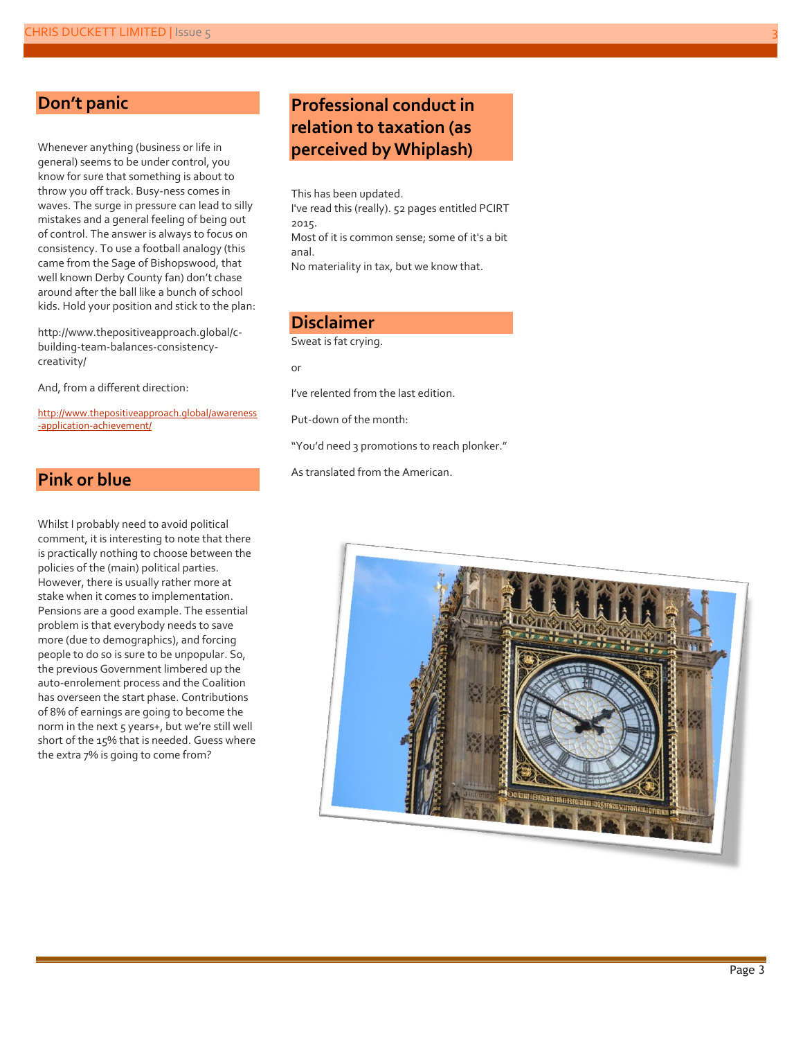## Don't panic

Whenever anything (business or life in general) seems to be under control, you know for sure that something is about to throw you off track. Busy-ness comes in waves. The surge in pressure can lead to silly mistakes and a general feeling of being out of control. The answer is always to focus on consistency. To use a football analogy (this came from the Sage of Bishopswood, that well known Derby County fan) don't chase around after the ball like a bunch of school kids. Hold your position and stick to the plan:

http://www.thepositiveapproach.global/c-building-team-balances-consistency-creativity/

And, from a different direction:

http://www.thepositiveapproach.global/awareness-application-achievement/

## Pink or blue

Whilst I probably need to avoid political comment, it is interesting to note that there is practically nothing to choose between the policies of the (main) political parties. However, there is usually rather more at stake when it comes to implementation. Pensions are a good example. The essential problem is that everybody needs to save more (due to demographics), and forcing people to do so is sure to be unpopular. So, the previous Government limbered up the auto-enrolement process and the Coalition has overseen the start phase. Contributions of 8% of earnings are going to become the norm in the next 5 years+, but we're still well short of the 15% that is needed. Guess where the extra 7% is going to come from?

## Professional conduct in relation to taxation (as perceived by Whiplash)

This has been updated.
I've read this (really). 52 pages entitled PCIRT 2015.
Most of it is common sense; some of it's a bit anal.
No materiality in tax, but we know that.

## Disclaimer

Sweat is fat crying.

or

I've relented from the last edition.

Put-down of the month:

"You'd need 3 promotions to reach plonker."

As translated from the American.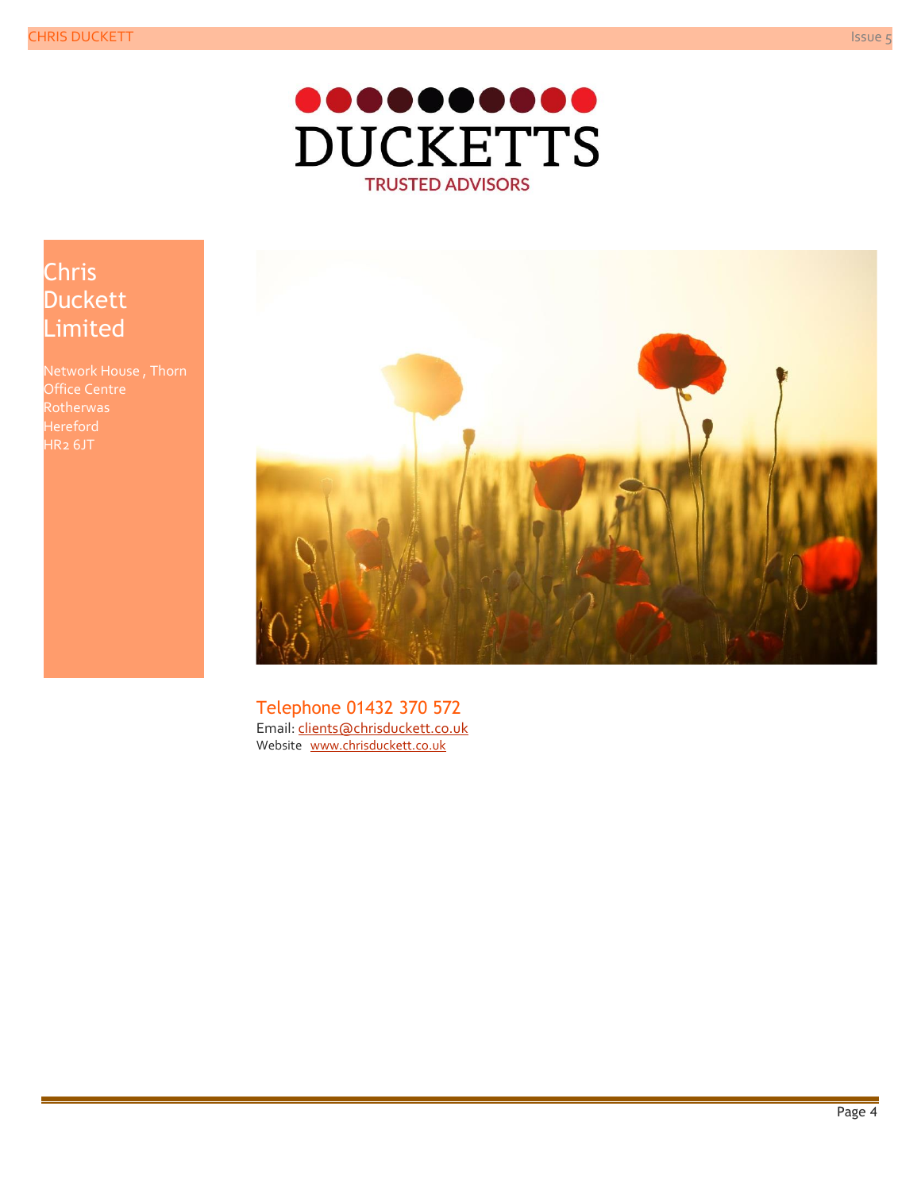DUCKETTS

TRUSTED ADVISORS

## Chris Duckett Limited

Network House , Thorn Office Centre
Rotherwas
Hereford
HR2 6JT

Telephone 01432 370 572

Email: clients@chrisduckett.co.uk

Website www.chrisduckett.co.uk